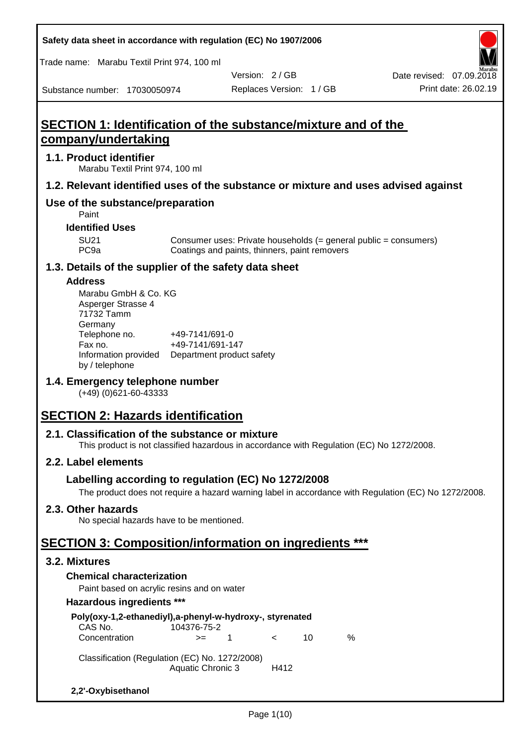Safety data sheet in accordance with regulation (EC) No 1907/2006

Trade name: Marabu Textil Print 974, 100 ml

Version: 2 / GB

Date revised: 07.09.2018

Substance number: 17030050974

Replaces Version: 1 / GB

Print date: 26.02.19

# SECTION 1: Identification of the substance/mixture and of the company/undertaking

## 1.1. Product identifier

Marabu Textil Print 974, 100 ml

## 1.2. Relevant identified uses of the substance or mixture and uses advised against

## Use of the substance/preparation

Paint

### Identified Uses

| | |
|---|---|
| SU21 | Consumer uses: Private households (= general public = consumers) |
| PC9a | Coatings and paints, thinners, paint removers |

## 1.3. Details of the supplier of the safety data sheet

### Address

Marabu GmbH & Co. KG
Asperger Strasse 4
71732 Tamm
Germany

| | |
|---|---|
| Telephone no. | +49-7141/691-0 |
| Fax no. | +49-7141/691-147 |
| Information provided by / telephone | Department product safety |

## 1.4. Emergency telephone number

(+49) (0)621-60-43333

# SECTION 2: Hazards identification

## 2.1. Classification of the substance or mixture

This product is not classified hazardous in accordance with Regulation (EC) No 1272/2008.

## 2.2. Label elements

### Labelling according to regulation (EC) No 1272/2008

The product does not require a hazard warning label in accordance with Regulation (EC) No 1272/2008.

## 2.3. Other hazards

No special hazards have to be mentioned.

# SECTION 3: Composition/information on ingredients ***

## 3.2. Mixtures

### Chemical characterization

Paint based on acrylic resins and on water

### Hazardous ingredients ***

**Poly(oxy-1,2-ethanediyl),a-phenyl-w-hydroxy-, styrenated**

| | | | | | |
|---|---|---|---|---|---|
| CAS No. | 104376-75-2 | | | | |
| Concentration | >= | 1 | < | 10 | % |

Classification (Regulation (EC) No. 1272/2008)

| | |
|---|---|
| Aquatic Chronic 3 | H412 |

**2,2'-Oxybisethanol**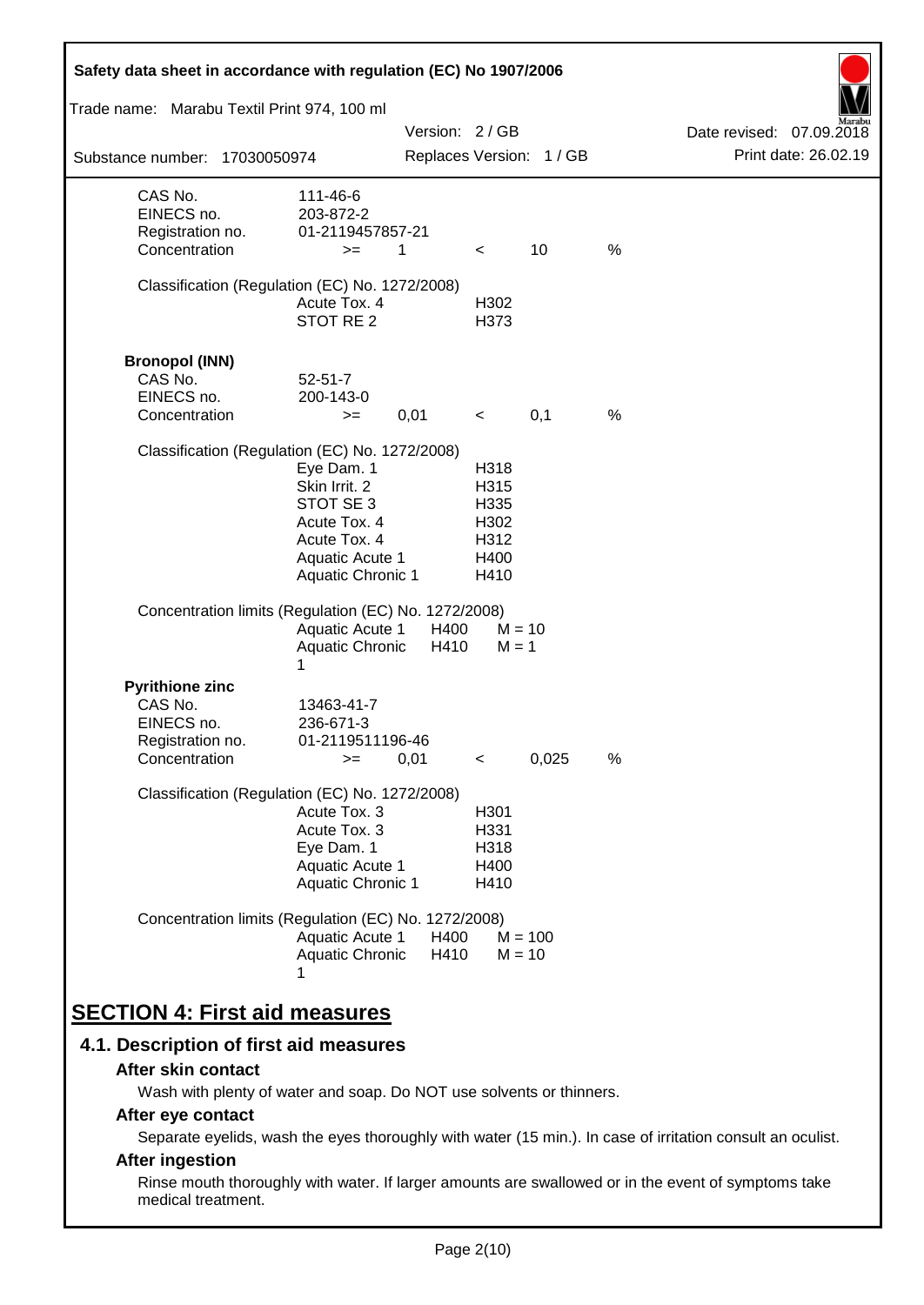| | | | | | |
|---|---|---|---|---|---|
| CAS No. | 111-46-6 | | | | |
| EINECS no. | 203-872-2 | | | | |
| Registration no. | 01-2119457857-21 | | | | |
| Concentration | >= | 1 | < | 10 | % |

Classification (Regulation (EC) No. 1272/2008)

| | |
|---|---|
| Acute Tox. 4 | H302 |
| STOT RE 2 | H373 |

**Bronopol (INN)**

| | | | | | |
|---|---|---|---|---|---|
| CAS No. | 52-51-7 | | | | |
| EINECS no. | 200-143-0 | | | | |
| Concentration | >= | 0,01 | < | 0,1 | % |

Classification (Regulation (EC) No. 1272/2008)

| | |
|---|---|
| Eye Dam. 1 | H318 |
| Skin Irrit. 2 | H315 |
| STOT SE 3 | H335 |
| Acute Tox. 4 | H302 |
| Acute Tox. 4 | H312 |
| Aquatic Acute 1 | H400 |
| Aquatic Chronic 1 | H410 |

Concentration limits (Regulation (EC) No. 1272/2008)

| | | |
|---|---|---|
| Aquatic Acute 1 | H400 | M = 10 |
| Aquatic Chronic 1 | H410 | M = 1 |

**Pyrithione zinc**

| | | | | | |
|---|---|---|---|---|---|
| CAS No. | 13463-41-7 | | | | |
| EINECS no. | 236-671-3 | | | | |
| Registration no. | 01-2119511196-46 | | | | |
| Concentration | >= | 0,01 | < | 0,025 | % |

Classification (Regulation (EC) No. 1272/2008)

| | |
|---|---|
| Acute Tox. 3 | H301 |
| Acute Tox. 3 | H331 |
| Eye Dam. 1 | H318 |
| Aquatic Acute 1 | H400 |
| Aquatic Chronic 1 | H410 |

Concentration limits (Regulation (EC) No. 1272/2008)

| | | |
|---|---|---|
| Aquatic Acute 1 | H400 | M = 100 |
| Aquatic Chronic 1 | H410 | M = 10 |

# SECTION 4: First aid measures

## 4.1. Description of first aid measures

### After skin contact

Wash with plenty of water and soap. Do NOT use solvents or thinners.

### After eye contact

Separate eyelids, wash the eyes thoroughly with water (15 min.). In case of irritation consult an oculist.

### After ingestion

Rinse mouth thoroughly with water. If larger amounts are swallowed or in the event of symptoms take medical treatment.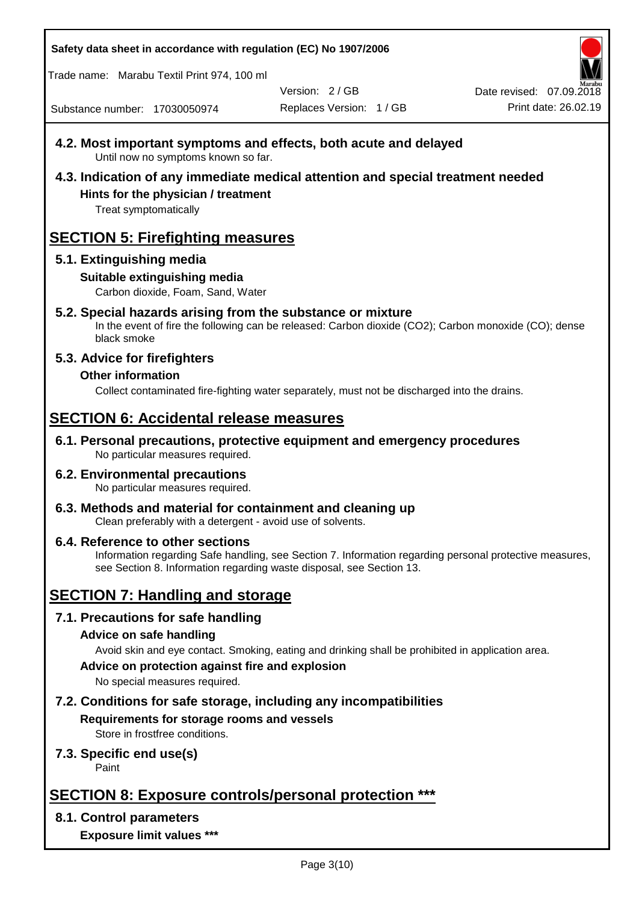### 4.2. Most important symptoms and effects, both acute and delayed

Until now no symptoms known so far.

### 4.3. Indication of any immediate medical attention and special treatment needed

**Hints for the physician / treatment**

Treat symptomatically

## SECTION 5: Firefighting measures

### 5.1. Extinguishing media

**Suitable extinguishing media**

Carbon dioxide, Foam, Sand, Water

### 5.2. Special hazards arising from the substance or mixture

In the event of fire the following can be released: Carbon dioxide ($CO_2$); Carbon monoxide (CO); dense black smoke

### 5.3. Advice for firefighters

**Other information**

Collect contaminated fire-fighting water separately, must not be discharged into the drains.

## SECTION 6: Accidental release measures

### 6.1. Personal precautions, protective equipment and emergency procedures

No particular measures required.

### 6.2. Environmental precautions

No particular measures required.

### 6.3. Methods and material for containment and cleaning up

Clean preferably with a detergent - avoid use of solvents.

### 6.4. Reference to other sections

Information regarding Safe handling, see Section 7. Information regarding personal protective measures, see Section 8. Information regarding waste disposal, see Section 13.

## SECTION 7: Handling and storage

### 7.1. Precautions for safe handling

**Advice on safe handling**

Avoid skin and eye contact. Smoking, eating and drinking shall be prohibited in application area.

**Advice on protection against fire and explosion**

No special measures required.

### 7.2. Conditions for safe storage, including any incompatibilities

**Requirements for storage rooms and vessels**

Store in frostfree conditions.

### 7.3. Specific end use(s)

Paint

## SECTION 8: Exposure controls/personal protection ***

### 8.1. Control parameters

**Exposure limit values *****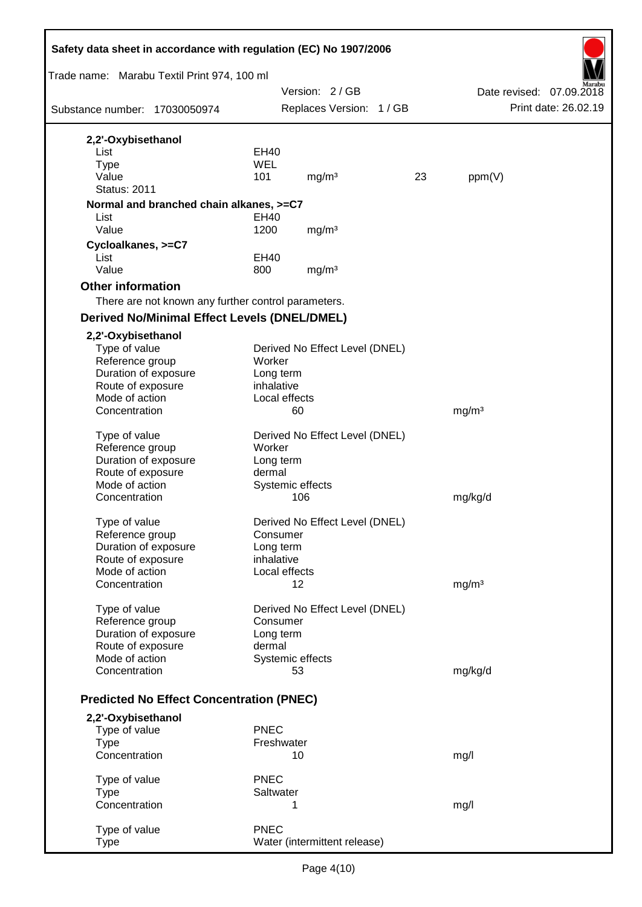**2,2'-Oxybisethanol**

| | | | | |
|---|---|---|---|---|
| List | EH40 | | | |
| Type | WEL | | | |
| Value | 101 | mg/m³ | 23 | ppm(V) |
| Status: 2011 | | | | |

**Normal and branched chain alkanes, >=C7**

| | | |
|---|---|---|
| List | EH40 | |
| Value | 1200 | mg/m³ |

**Cycloalkanes, >=C7**

| | | |
|---|---|---|
| List | EH40 | |
| Value | 800 | mg/m³ |

### Other information

There are not known any further control parameters.

### Derived No/Minimal Effect Levels (DNEL/DMEL)

**2,2'-Oxybisethanol**

| | | |
|---|---|---|
| Type of value | Derived No Effect Level (DNEL) | |
| Reference group | Worker | |
| Duration of exposure | Long term | |
| Route of exposure | inhalative | |
| Mode of action | Local effects | |
| Concentration | 60 | mg/m³ |

| | | |
|---|---|---|
| Type of value | Derived No Effect Level (DNEL) | |
| Reference group | Worker | |
| Duration of exposure | Long term | |
| Route of exposure | dermal | |
| Mode of action | Systemic effects | |
| Concentration | 106 | mg/kg/d |

| | | |
|---|---|---|
| Type of value | Derived No Effect Level (DNEL) | |
| Reference group | Consumer | |
| Duration of exposure | Long term | |
| Route of exposure | inhalative | |
| Mode of action | Local effects | |
| Concentration | 12 | mg/m³ |

| | | |
|---|---|---|
| Type of value | Derived No Effect Level (DNEL) | |
| Reference group | Consumer | |
| Duration of exposure | Long term | |
| Route of exposure | dermal | |
| Mode of action | Systemic effects | |
| Concentration | 53 | mg/kg/d |

### Predicted No Effect Concentration (PNEC)

**2,2'-Oxybisethanol**

| | | |
|---|---|---|
| Type of value | PNEC | |
| Type | Freshwater | |
| Concentration | 10 | mg/l |

| | | |
|---|---|---|
| Type of value | PNEC | |
| Type | Saltwater | |
| Concentration | 1 | mg/l |

| | |
|---|---|
| Type of value | PNEC |
| Type | Water (intermittent release) |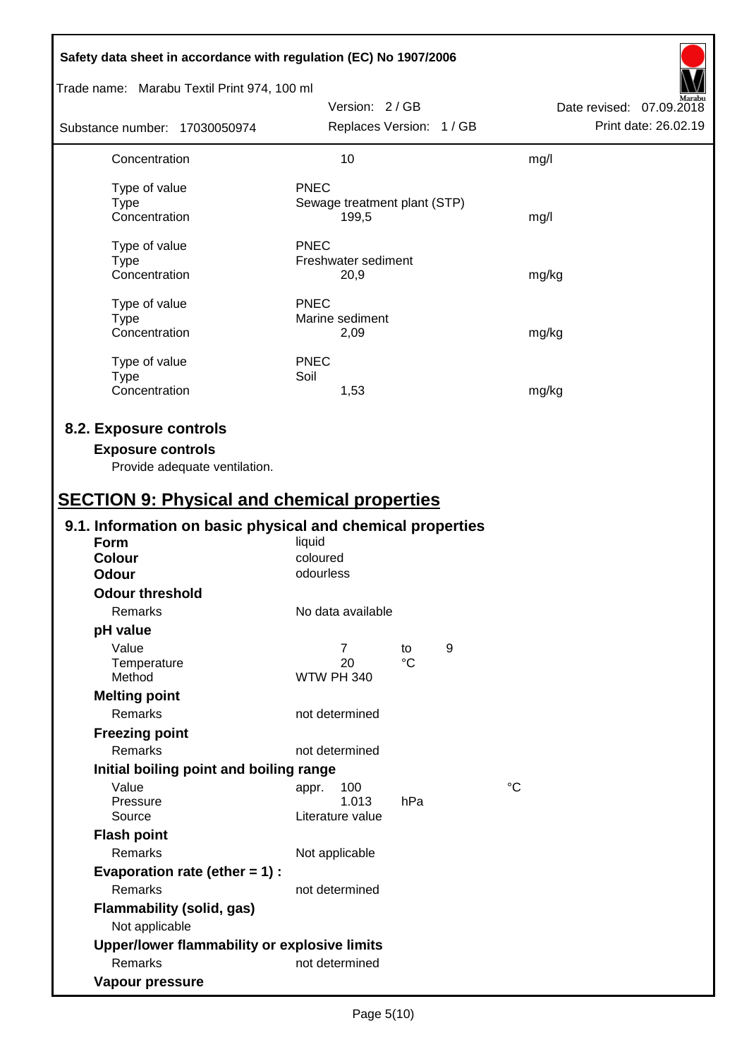| | | |
|---|---|---|
| Concentration | 10 | mg/l |
| | | |
| Type of value | PNEC | |
| Type | Sewage treatment plant (STP) | |
| Concentration | 199,5 | mg/l |
| | | |
| Type of value | PNEC | |
| Type | Freshwater sediment | |
| Concentration | 20,9 | mg/kg |
| | | |
| Type of value | PNEC | |
| Type | Marine sediment | |
| Concentration | 2,09 | mg/kg |
| | | |
| Type of value | PNEC | |
| Type | Soil | |
| Concentration | 1,53 | mg/kg |

## 8.2. Exposure controls

**Exposure controls**

Provide adequate ventilation.

# SECTION 9: Physical and chemical properties

## 9.1. Information on basic physical and chemical properties

**Form** liquid

**Colour** coloured

**Odour** odourless

**Odour threshold**

Remarks: No data available

**pH value**

| | | | |
|---|---|---|---|
| Value | 7 | to | 9 |
| Temperature | 20 | °C | |
| Method | WTW PH 340 | | |

**Melting point**

Remarks: not determined

**Freezing point**

Remarks: not determined

**Initial boiling point and boiling range**

| | | | |
|---|---|---|---|
| Value | appr. 100 | | °C |
| Pressure | 1.013 | hPa | |
| Source | Literature value | | |

**Flash point**

Remarks: Not applicable

**Evaporation rate (ether = 1) :**

Remarks: not determined

**Flammability (solid, gas)**

Not applicable

**Upper/lower flammability or explosive limits**

Remarks: not determined

**Vapour pressure**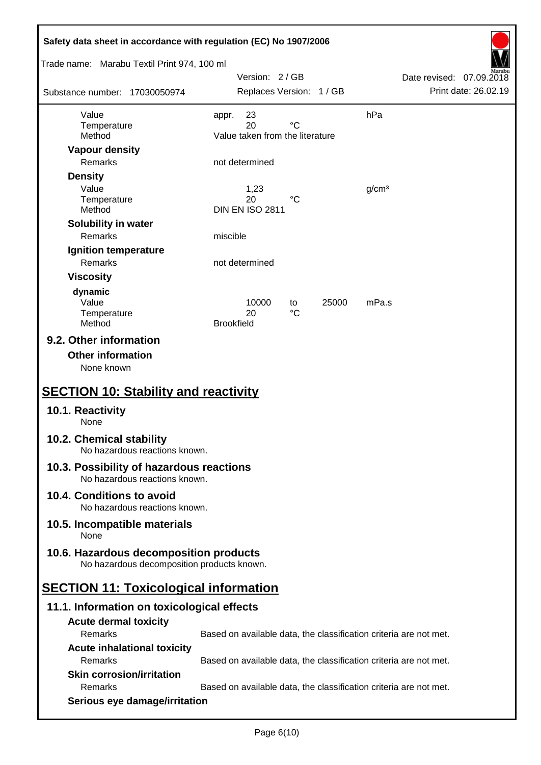| | | | | |
|---|---|---|---|---|
| Value | appr. 23 | | | hPa |
| Temperature | 20 | °C | | |
| Method | Value taken from the literature | | | |

**Vapour density**

| | |
|---|---|
| Remarks | not determined |

**Density**

| | | | |
|---|---|---|---|
| Value | 1,23 | | g/cm³ |
| Temperature | 20 | °C | |
| Method | DIN EN ISO 2811 | | |

**Solubility in water**

| | |
|---|---|
| Remarks | miscible |

**Ignition temperature**

| | |
|---|---|
| Remarks | not determined |

**Viscosity**

**dynamic**

| | | | | |
|---|---|---|---|---|
| Value | 10000 | to | 25000 | mPa.s |
| Temperature | 20 | °C | | |
| Method | Brookfield | | | |

### 9.2. Other information

**Other information**

None known

## SECTION 10: Stability and reactivity

### 10.1. Reactivity
None

### 10.2. Chemical stability
No hazardous reactions known.

### 10.3. Possibility of hazardous reactions
No hazardous reactions known.

### 10.4. Conditions to avoid
No hazardous reactions known.

### 10.5. Incompatible materials
None

### 10.6. Hazardous decomposition products
No hazardous decomposition products known.

## SECTION 11: Toxicological information

### 11.1. Information on toxicological effects

**Acute dermal toxicity**

| | |
|---|---|
| Remarks | Based on available data, the classification criteria are not met. |

**Acute inhalational toxicity**

| | |
|---|---|
| Remarks | Based on available data, the classification criteria are not met. |

**Skin corrosion/irritation**

| | |
|---|---|
| Remarks | Based on available data, the classification criteria are not met. |

**Serious eye damage/irritation**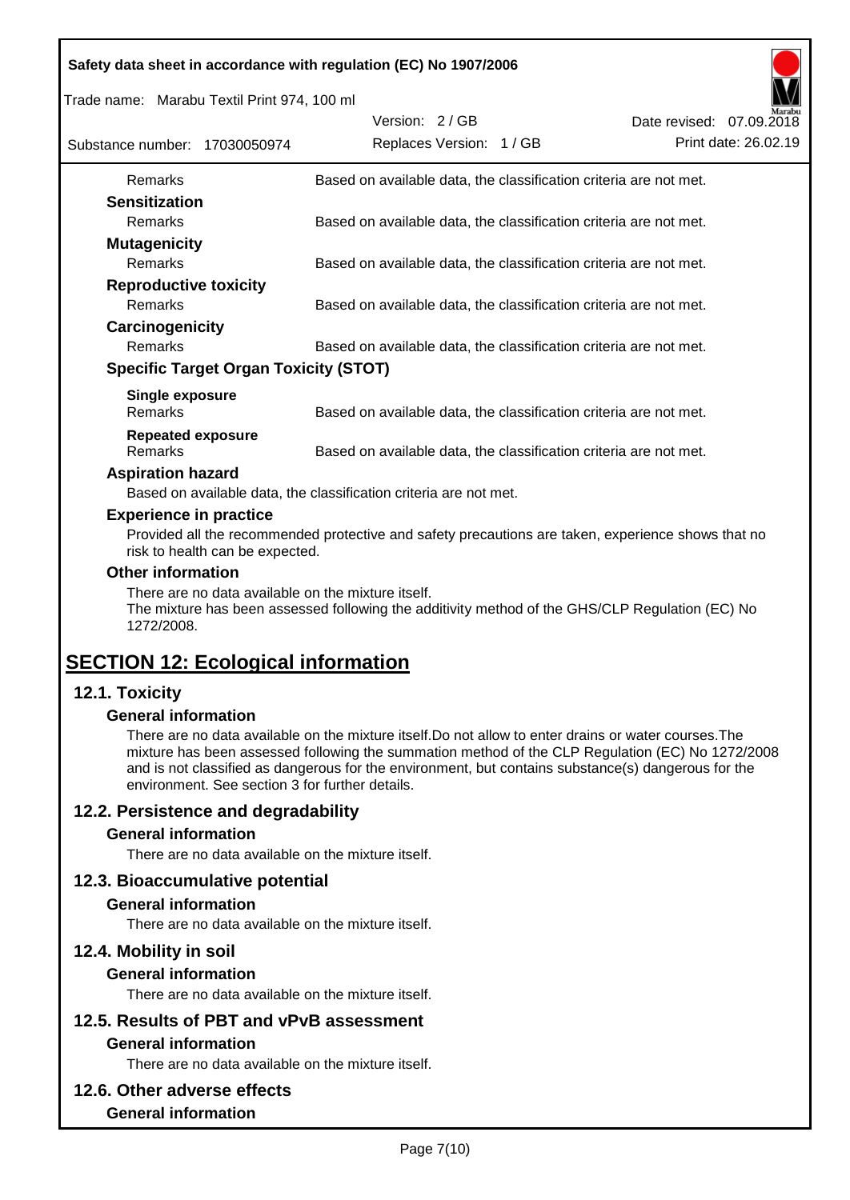| | |
|---|---|
| Remarks | Based on available data, the classification criteria are not met. |

**Sensitization**

| | |
|---|---|
| Remarks | Based on available data, the classification criteria are not met. |

**Mutagenicity**

| | |
|---|---|
| Remarks | Based on available data, the classification criteria are not met. |

**Reproductive toxicity**

| | |
|---|---|
| Remarks | Based on available data, the classification criteria are not met. |

**Carcinogenicity**

| | |
|---|---|
| Remarks | Based on available data, the classification criteria are not met. |

**Specific Target Organ Toxicity (STOT)**

**Single exposure**

| | |
|---|---|
| Remarks | Based on available data, the classification criteria are not met. |

**Repeated exposure**

| | |
|---|---|
| Remarks | Based on available data, the classification criteria are not met. |

**Aspiration hazard**

Based on available data, the classification criteria are not met.

**Experience in practice**

Provided all the recommended protective and safety precautions are taken, experience shows that no risk to health can be expected.

**Other information**

There are no data available on the mixture itself.
The mixture has been assessed following the additivity method of the GHS/CLP Regulation (EC) No 1272/2008.

# SECTION 12: Ecological information

## 12.1. Toxicity

### General information

There are no data available on the mixture itself.Do not allow to enter drains or water courses.The mixture has been assessed following the summation method of the CLP Regulation (EC) No 1272/2008 and is not classified as dangerous for the environment, but contains substance(s) dangerous for the environment. See section 3 for further details.

## 12.2. Persistence and degradability

### General information

There are no data available on the mixture itself.

## 12.3. Bioaccumulative potential

### General information

There are no data available on the mixture itself.

## 12.4. Mobility in soil

### General information

There are no data available on the mixture itself.

## 12.5. Results of PBT and vPvB assessment

### General information

There are no data available on the mixture itself.

## 12.6. Other adverse effects

### General information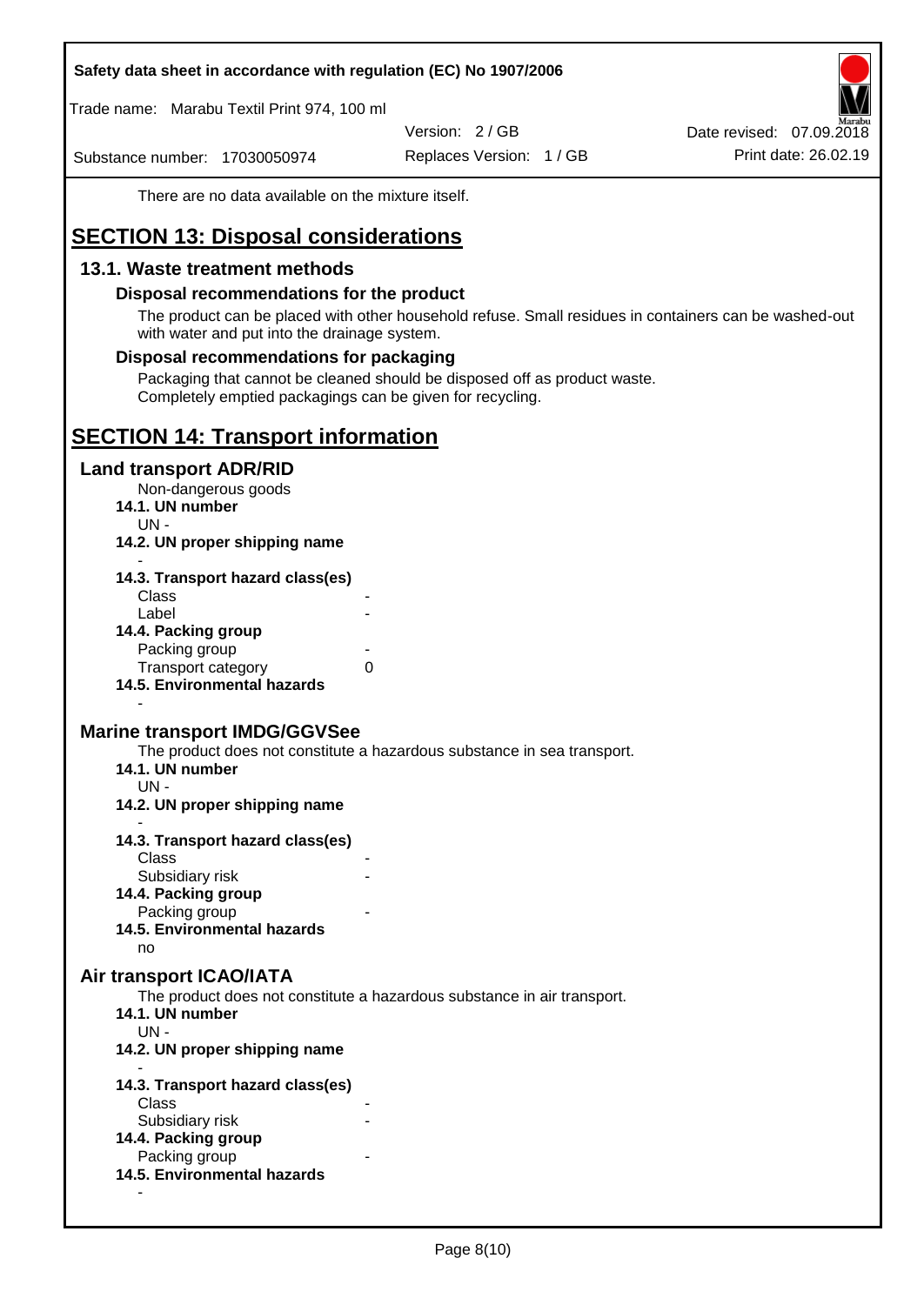There are no data available on the mixture itself.

# SECTION 13: Disposal considerations

## 13.1. Waste treatment methods

### Disposal recommendations for the product

The product can be placed with other household refuse. Small residues in containers can be washed-out with water and put into the drainage system.

### Disposal recommendations for packaging

Packaging that cannot be cleaned should be disposed off as product waste.
Completely emptied packagings can be given for recycling.

# SECTION 14: Transport information

## Land transport ADR/RID

Non-dangerous goods

**14.1. UN number**

UN -

**14.2. UN proper shipping name**

-

**14.3. Transport hazard class(es)**

| | |
|---|---|
| Class | - |
| Label | - |

**14.4. Packing group**

| | |
|---|---|
| Packing group | - |
| Transport category | 0 |

**14.5. Environmental hazards**

-

## Marine transport IMDG/GGVSee

The product does not constitute a hazardous substance in sea transport.

**14.1. UN number**

UN -

**14.2. UN proper shipping name**

-

**14.3. Transport hazard class(es)**

| | |
|---|---|
| Class | - |
| Subsidiary risk | - |

**14.4. Packing group**

| | |
|---|---|
| Packing group | - |

**14.5. Environmental hazards**

no

## Air transport ICAO/IATA

The product does not constitute a hazardous substance in air transport.

**14.1. UN number**

UN -

**14.2. UN proper shipping name**

-

**14.3. Transport hazard class(es)**

| | |
|---|---|
| Class | - |
| Subsidiary risk | - |

**14.4. Packing group**

| | |
|---|---|
| Packing group | - |

**14.5. Environmental hazards**

-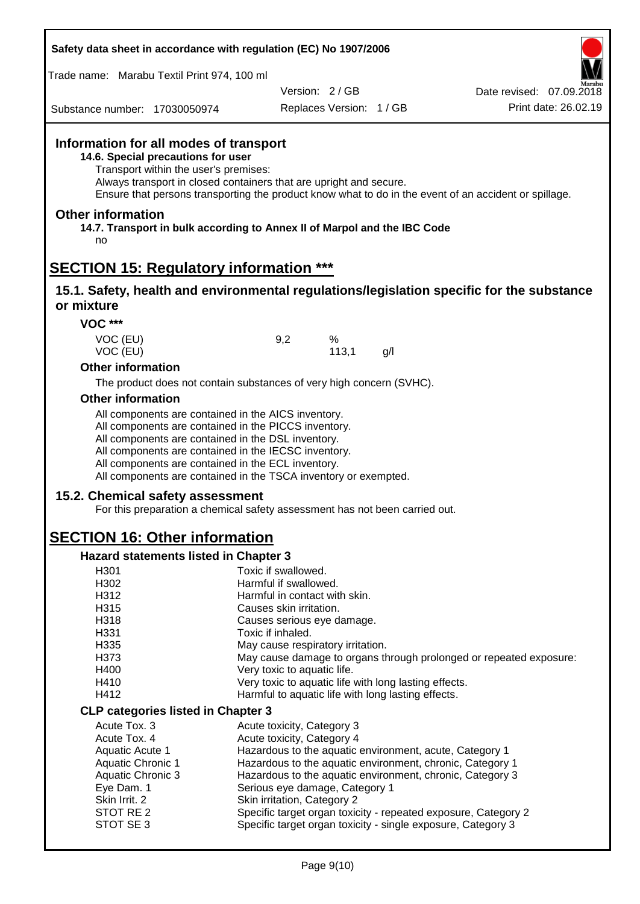## Information for all modes of transport

**14.6. Special precautions for user**

Transport within the user's premises:
Always transport in closed containers that are upright and secure.
Ensure that persons transporting the product know what to do in the event of an accident or spillage.

## Other information

**14.7. Transport in bulk according to Annex II of Marpol and the IBC Code**

no

# SECTION 15: Regulatory information ***

## 15.1. Safety, health and environmental regulations/legislation specific for the substance or mixture

### VOC ***

| | | | |
|---|---|---|---|
| VOC (EU) | 9,2 | % | |
| VOC (EU) | | 113,1 | g/l |

### Other information

The product does not contain substances of very high concern (SVHC).

### Other information

All components are contained in the AICS inventory.
All components are contained in the PICCS inventory.
All components are contained in the DSL inventory.
All components are contained in the IECSC inventory.
All components are contained in the ECL inventory.
All components are contained in the TSCA inventory or exempted.

## 15.2. Chemical safety assessment

For this preparation a chemical safety assessment has not been carried out.

# SECTION 16: Other information

### Hazard statements listed in Chapter 3

| | |
|---|---|
| H301 | Toxic if swallowed. |
| H302 | Harmful if swallowed. |
| H312 | Harmful in contact with skin. |
| H315 | Causes skin irritation. |
| H318 | Causes serious eye damage. |
| H331 | Toxic if inhaled. |
| H335 | May cause respiratory irritation. |
| H373 | May cause damage to organs through prolonged or repeated exposure: |
| H400 | Very toxic to aquatic life. |
| H410 | Very toxic to aquatic life with long lasting effects. |
| H412 | Harmful to aquatic life with long lasting effects. |

### CLP categories listed in Chapter 3

| | |
|---|---|
| Acute Tox. 3 | Acute toxicity, Category 3 |
| Acute Tox. 4 | Acute toxicity, Category 4 |
| Aquatic Acute 1 | Hazardous to the aquatic environment, acute, Category 1 |
| Aquatic Chronic 1 | Hazardous to the aquatic environment, chronic, Category 1 |
| Aquatic Chronic 3 | Hazardous to the aquatic environment, chronic, Category 3 |
| Eye Dam. 1 | Serious eye damage, Category 1 |
| Skin Irrit. 2 | Skin irritation, Category 2 |
| STOT RE 2 | Specific target organ toxicity - repeated exposure, Category 2 |
| STOT SE 3 | Specific target organ toxicity - single exposure, Category 3 |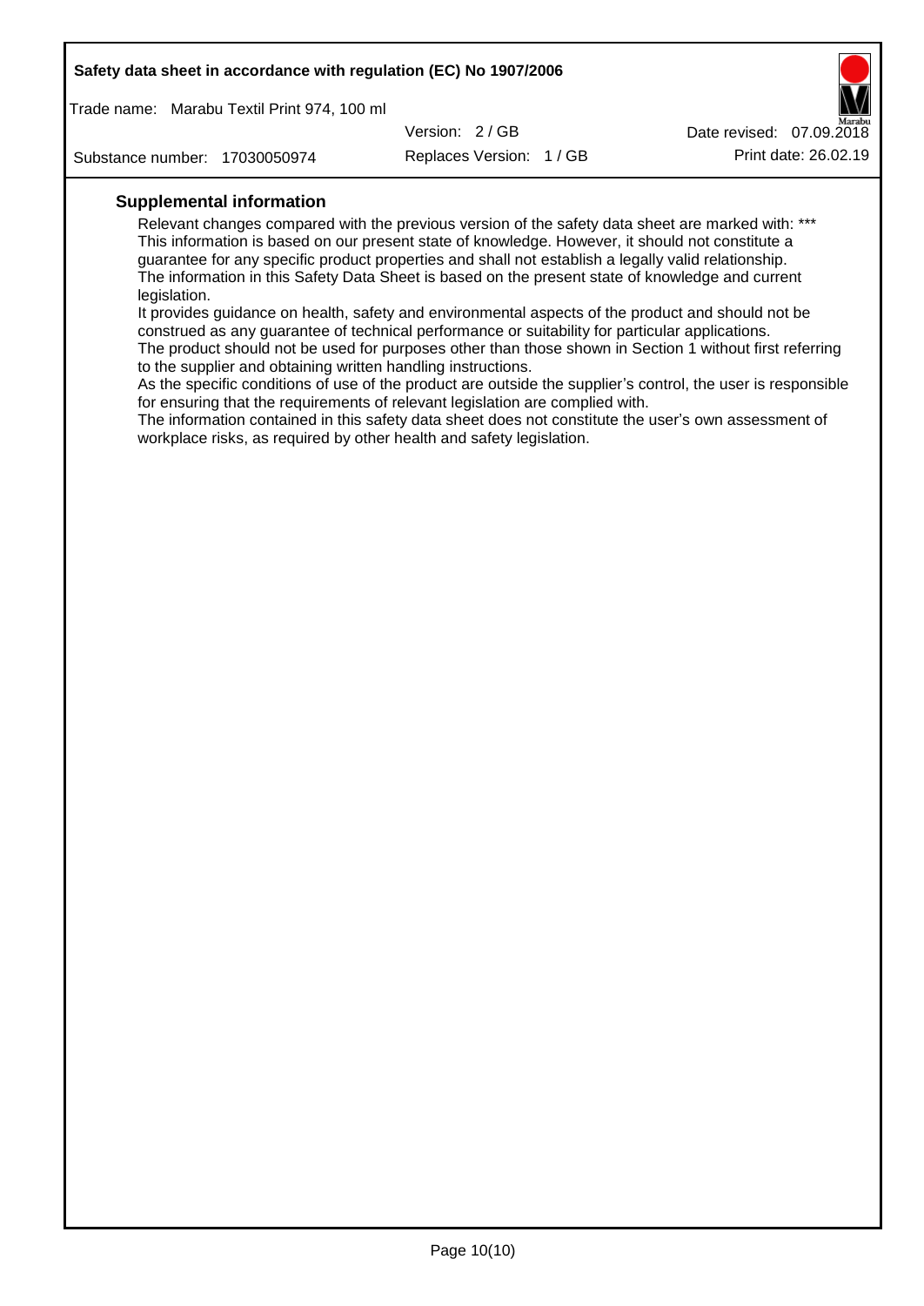## Supplemental information

Relevant changes compared with the previous version of the safety data sheet are marked with: ***
This information is based on our present state of knowledge. However, it should not constitute a guarantee for any specific product properties and shall not establish a legally valid relationship.
The information in this Safety Data Sheet is based on the present state of knowledge and current legislation.
It provides guidance on health, safety and environmental aspects of the product and should not be construed as any guarantee of technical performance or suitability for particular applications.
The product should not be used for purposes other than those shown in Section 1 without first referring to the supplier and obtaining written handling instructions.
As the specific conditions of use of the product are outside the supplier's control, the user is responsible for ensuring that the requirements of relevant legislation are complied with.
The information contained in this safety data sheet does not constitute the user's own assessment of workplace risks, as required by other health and safety legislation.